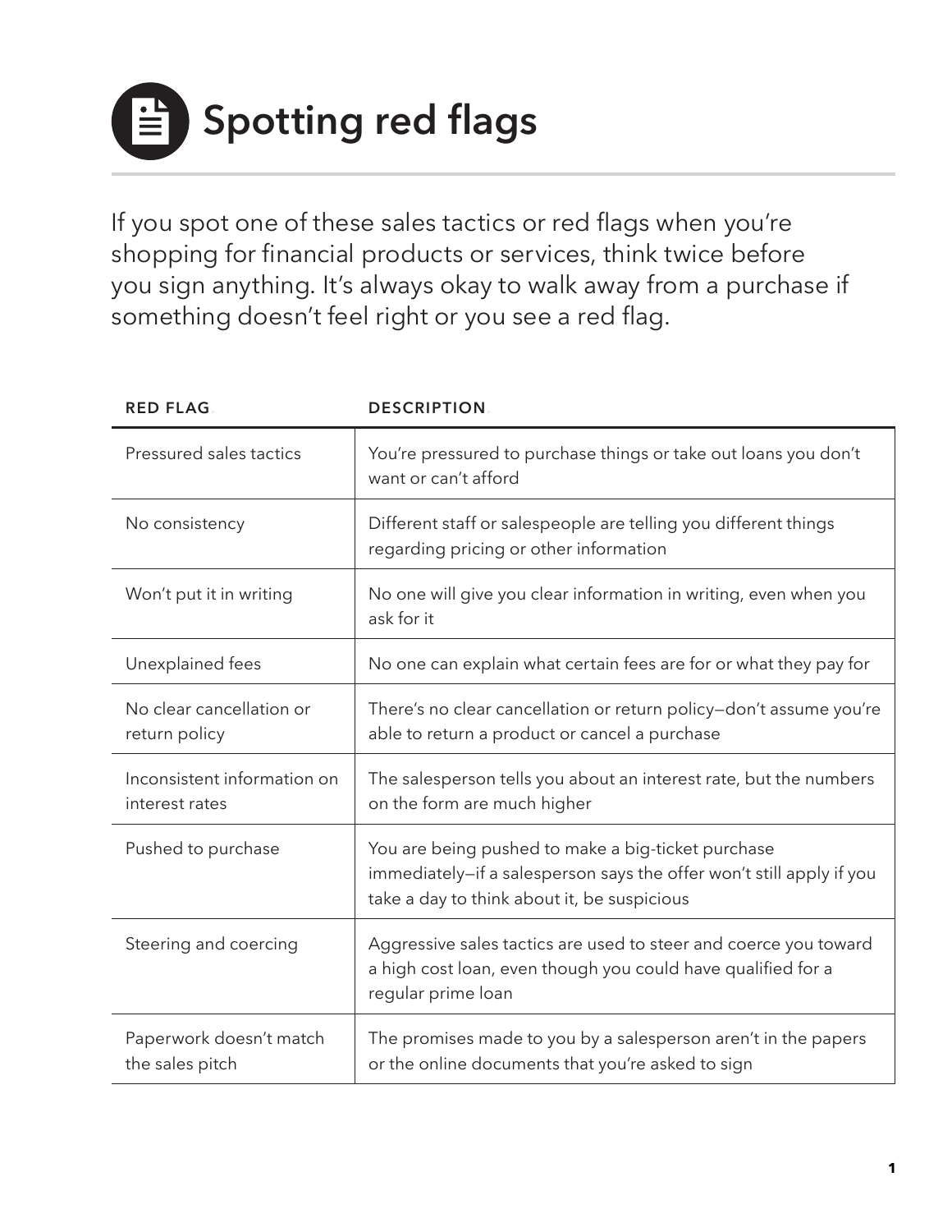# Spotting red flags

If you spot one of these sales tactics or red flags when you're shopping for financial products or services, think twice before you sign anything. It's always okay to walk away from a purchase if something doesn't feel right or you see a red flag.

| RED FLAG | DESCRIPTION |
|---|---|
| Pressured sales tactics | You're pressured to purchase things or take out loans you don't want or can't afford |
| No consistency | Different staff or salespeople are telling you different things regarding pricing or other information |
| Won't put it in writing | No one will give you clear information in writing, even when you ask for it |
| Unexplained fees | No one can explain what certain fees are for or what they pay for |
| No clear cancellation or return policy | There's no clear cancellation or return policy—don't assume you're able to return a product or cancel a purchase |
| Inconsistent information on interest rates | The salesperson tells you about an interest rate, but the numbers on the form are much higher |
| Pushed to purchase | You are being pushed to make a big-ticket purchase immediately—if a salesperson says the offer won't still apply if you take a day to think about it, be suspicious |
| Steering and coercing | Aggressive sales tactics are used to steer and coerce you toward a high cost loan, even though you could have qualified for a regular prime loan |
| Paperwork doesn't match the sales pitch | The promises made to you by a salesperson aren't in the papers or the online documents that you're asked to sign |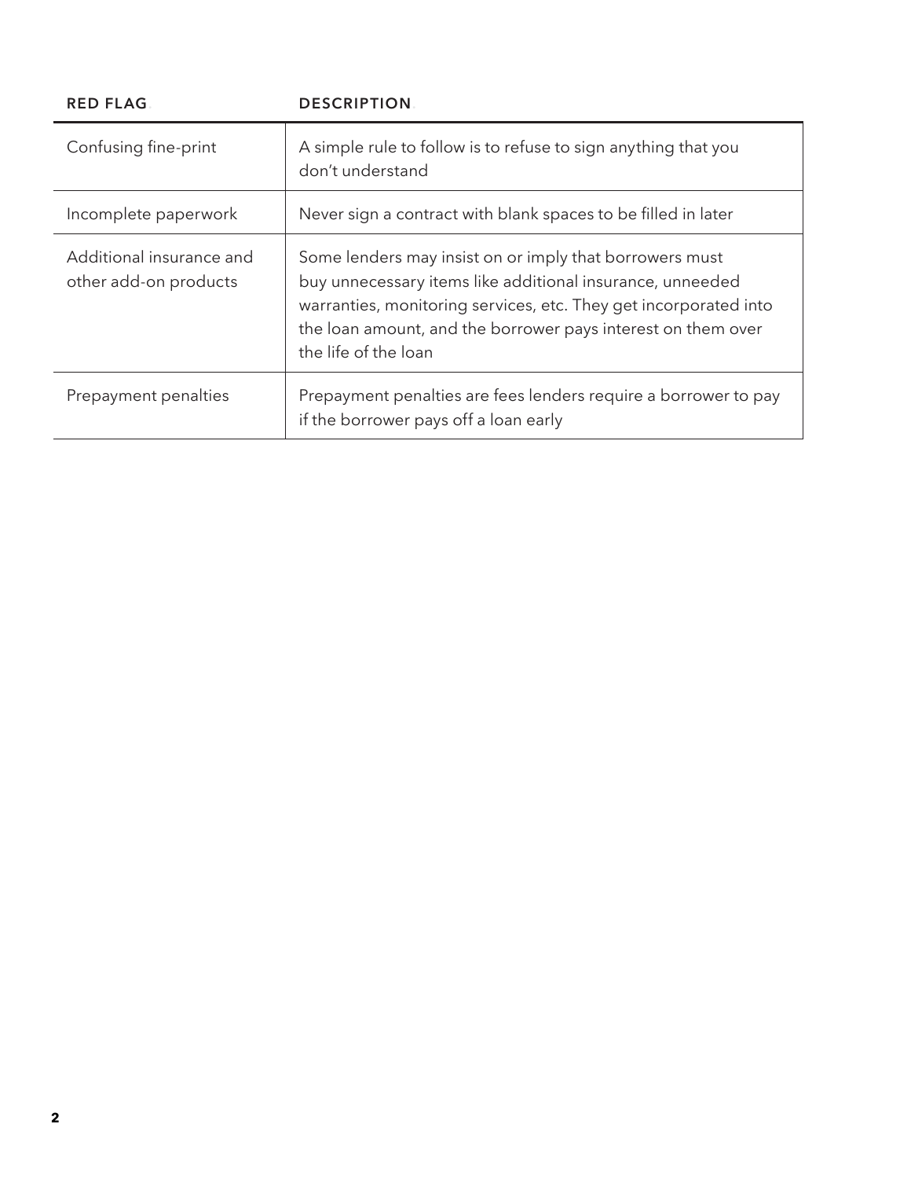| RED FLAG | DESCRIPTION |
|---|---|
| Confusing fine-print | A simple rule to follow is to refuse to sign anything that you don't understand |
| Incomplete paperwork | Never sign a contract with blank spaces to be filled in later |
| Additional insurance and other add-on products | Some lenders may insist on or imply that borrowers must buy unnecessary items like additional insurance, unneeded warranties, monitoring services, etc. They get incorporated into the loan amount, and the borrower pays interest on them over the life of the loan |
| Prepayment penalties | Prepayment penalties are fees lenders require a borrower to pay if the borrower pays off a loan early |